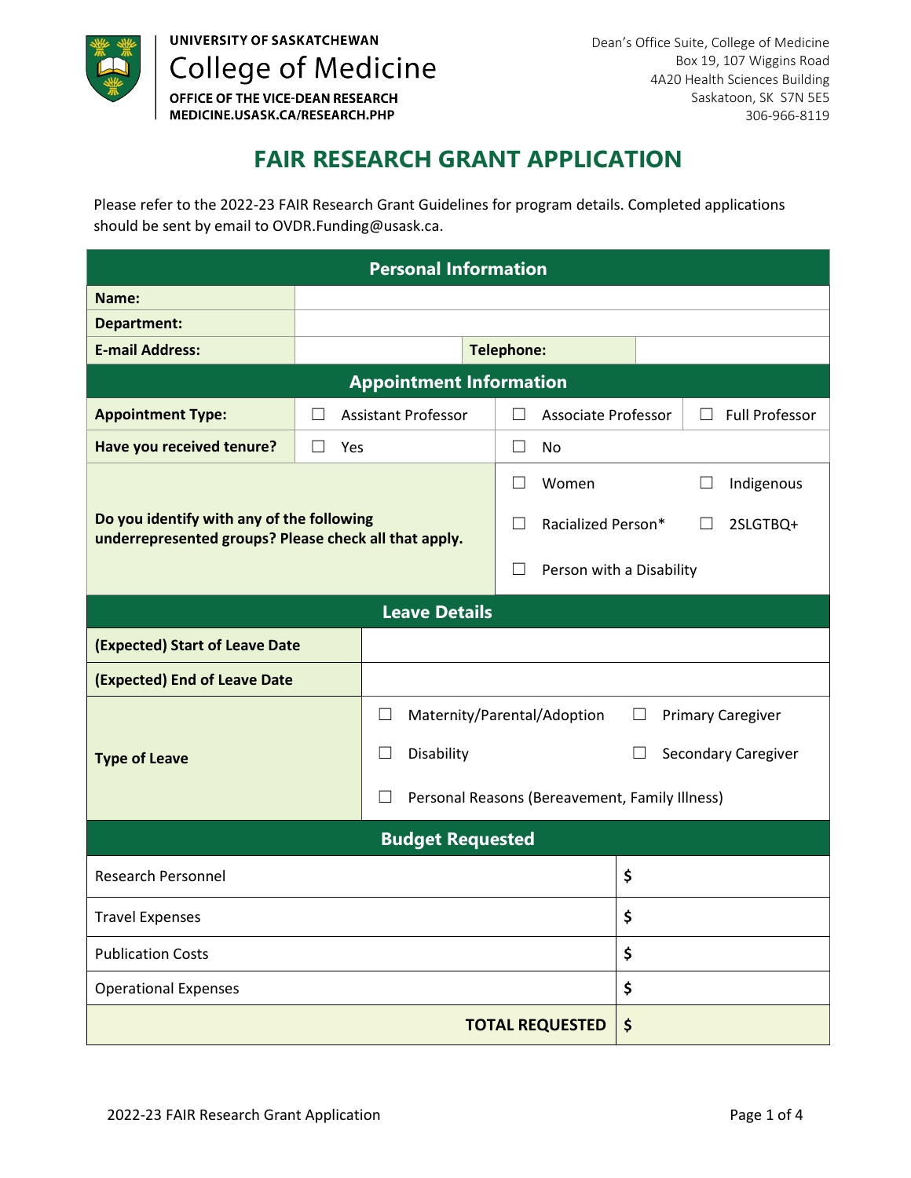UNIVERSITY OF SASKATCHEWAN
College of Medicine
OFFICE OF THE VICE-DEAN RESEARCH
MEDICINE.USASK.CA/RESEARCH.PHP

Dean's Office Suite, College of Medicine
Box 19, 107 Wiggins Road
4A20 Health Sciences Building
Saskatoon, SK S7N 5E5
306-966-8119

# FAIR RESEARCH GRANT APPLICATION

Please refer to the 2022-23 FAIR Research Grant Guidelines for program details. Completed applications should be sent by email to OVDR.Funding@usask.ca.

| Personal Information | | | |
|---|---|---|---|
| **Name:** | | | |
| **Department:** | | | |
| **E-mail Address:** | | **Telephone:** | |

| Appointment Information | | | |
|---|---|---|---|
| **Appointment Type:** | ☐ Assistant Professor | ☐ Associate Professor | ☐ Full Professor |
| **Have you received tenure?** | ☐ Yes | ☐ No | |
| **Do you identify with any of the following underrepresented groups? Please check all that apply.** | ☐ Women<br>☐ Racialized Person*<br>☐ Person with a Disability | ☐ Indigenous<br>☐ 2SLGTBQ+ | |

| Leave Details | | |
|---|---|---|
| **(Expected) Start of Leave Date** | | |
| **(Expected) End of Leave Date** | | |
| **Type of Leave** | ☐ Maternity/Parental/Adoption<br>☐ Disability<br>☐ Personal Reasons (Bereavement, Family Illness) | ☐ Primary Caregiver<br>☐ Secondary Caregiver |

| Budget Requested | |
|---|---|
| Research Personnel | **$** |
| Travel Expenses | **$** |
| Publication Costs | **$** |
| Operational Expenses | **$** |
| **TOTAL REQUESTED** | **$** |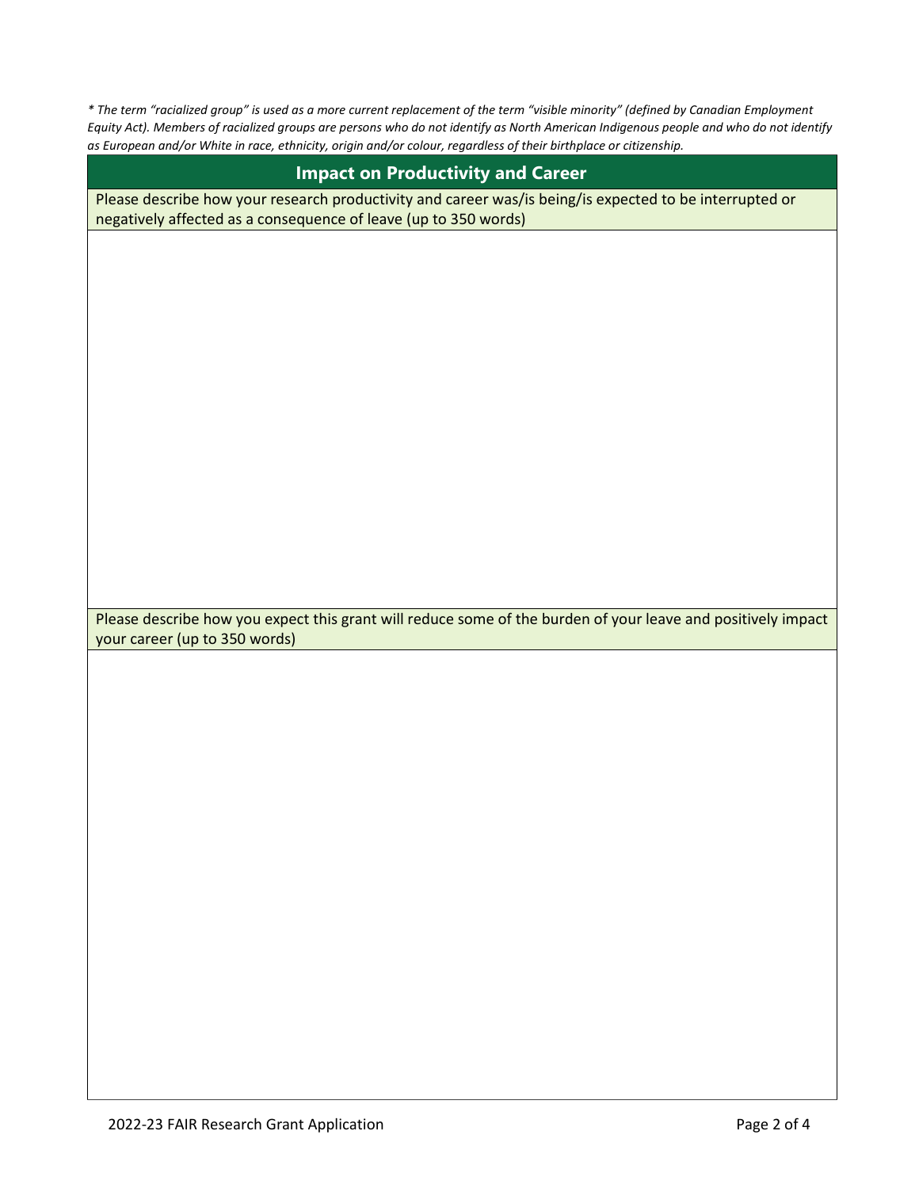*\* The term "racialized group" is used as a more current replacement of the term "visible minority" (defined by Canadian Employment Equity Act). Members of racialized groups are persons who do not identify as North American Indigenous people and who do not identify as European and/or White in race, ethnicity, origin and/or colour, regardless of their birthplace or citizenship.*

## Impact on Productivity and Career

Please describe how your research productivity and career was/is being/is expected to be interrupted or negatively affected as a consequence of leave (up to 350 words)

Please describe how you expect this grant will reduce some of the burden of your leave and positively impact your career (up to 350 words)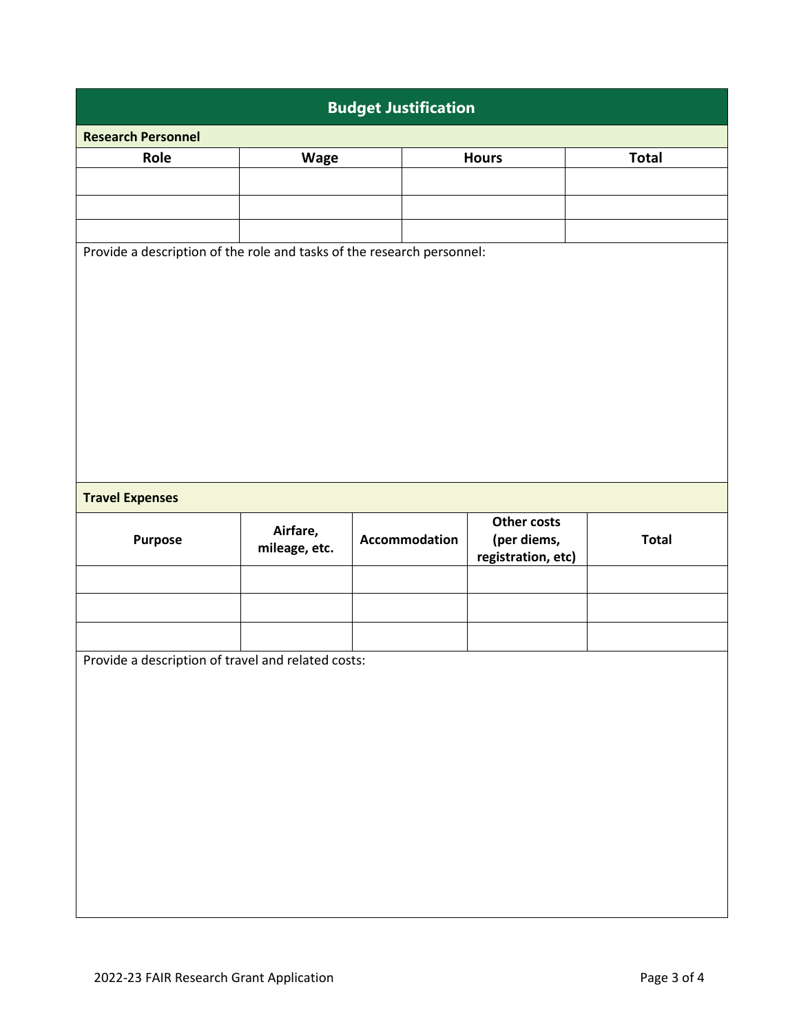## Budget Justification

### Research Personnel

| Role | Wage | Hours | Total |
|---|---|---|---|
| | | | |
| | | | |
| | | | |

Provide a description of the role and tasks of the research personnel:

### Travel Expenses

| Purpose | Airfare, mileage, etc. | Accommodation | Other costs (per diems, registration, etc) | Total |
|---|---|---|---|---|
| | | | | |
| | | | | |
| | | | | |

Provide a description of travel and related costs: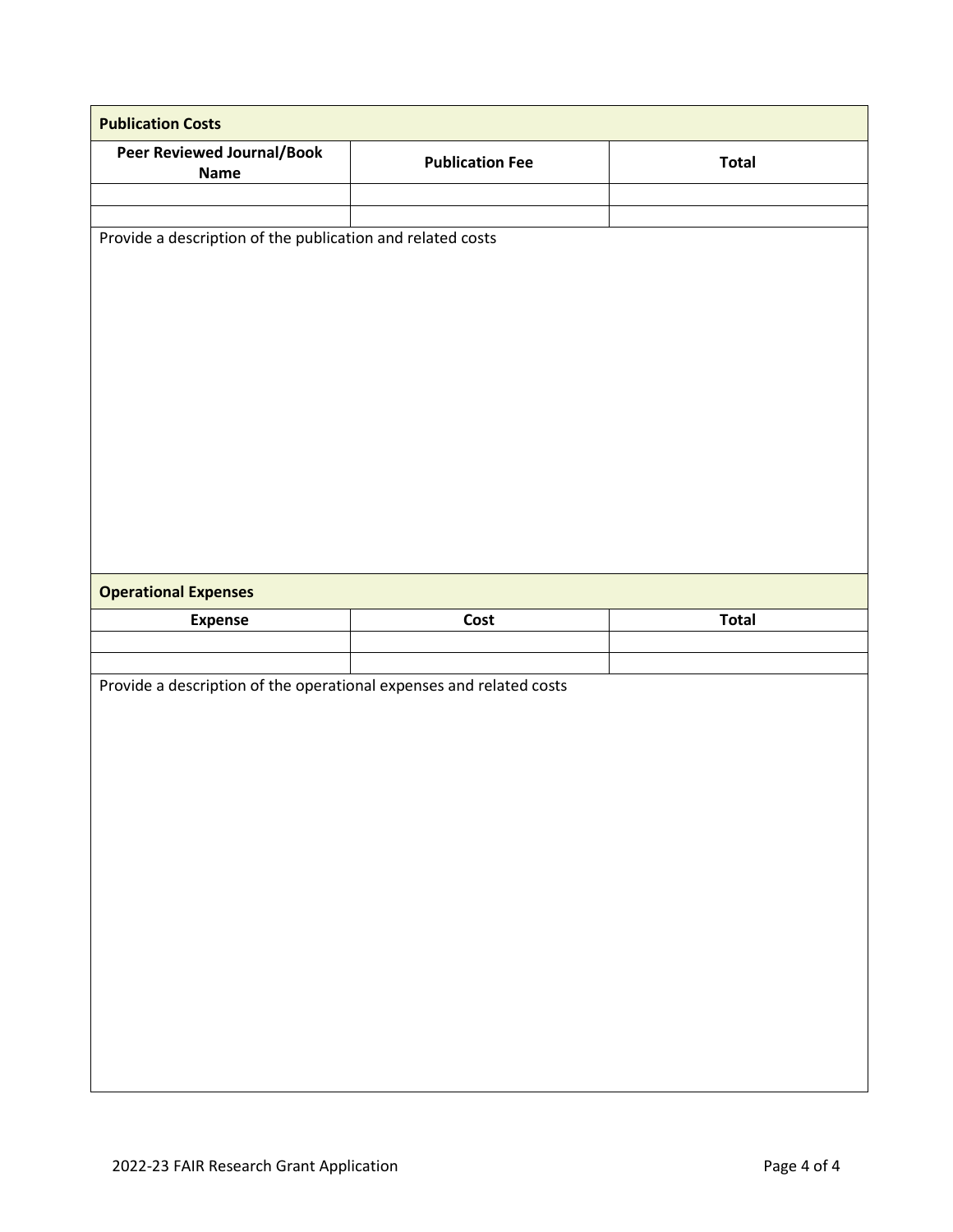## Publication Costs

| Peer Reviewed Journal/Book Name | Publication Fee | Total |
|---|---|---|
| | | |
| | | |

Provide a description of the publication and related costs

## Operational Expenses

| Expense | Cost | Total |
|---|---|---|
| | | |
| | | |

Provide a description of the operational expenses and related costs